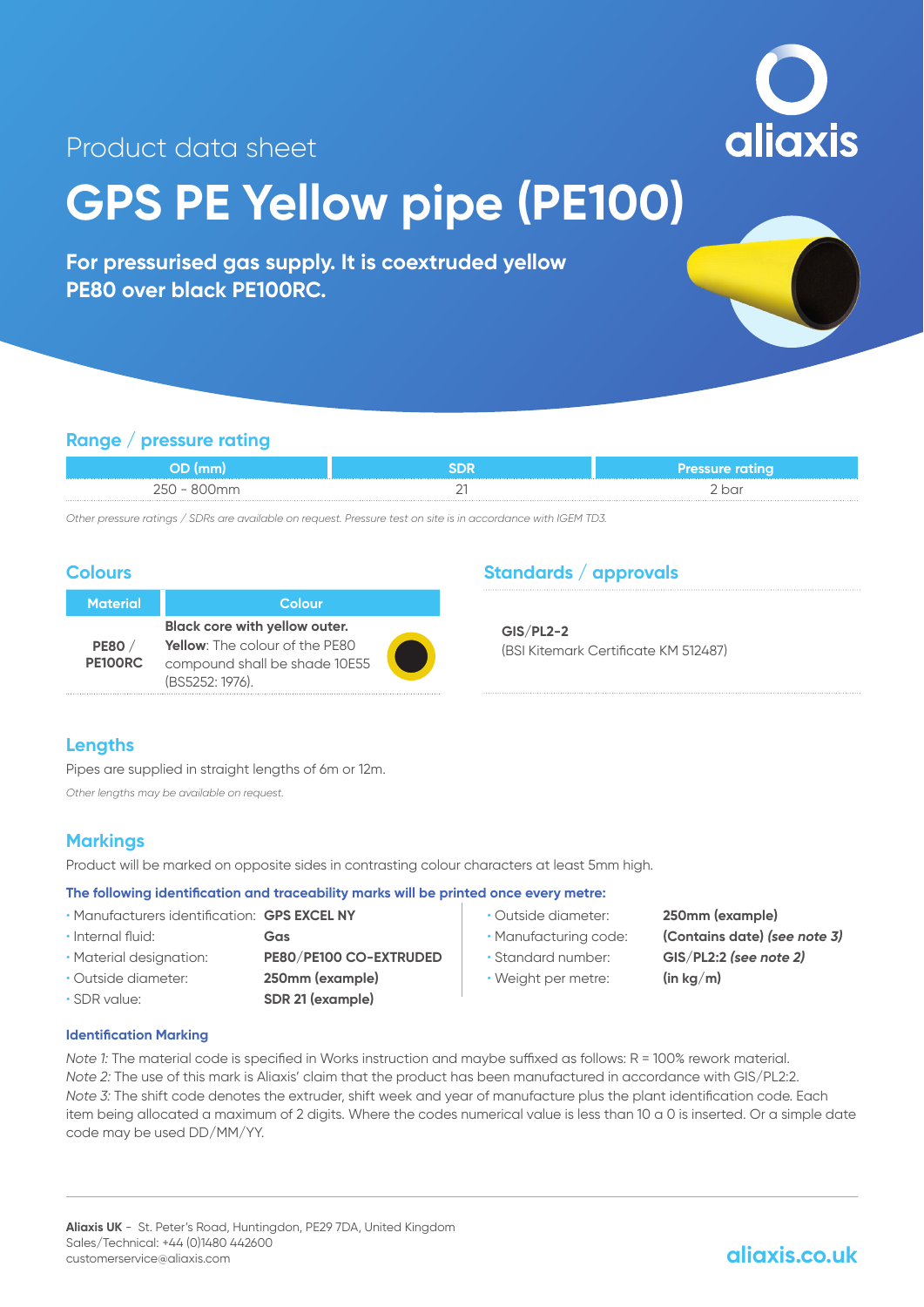Product data sheet

# GPS PE Yellow pipe (PE100)

**For pressurised gas supply. It is coextruded yellow PE80 over black PE100RC.**

## Range / pressure rating

| OD (mm) | SDR | Pressure rating |
|---|---|---|
| 250 - 800mm | 21 | 2 bar |

*Other pressure ratings / SDRs are available on request. Pressure test on site is in accordance with IGEM TD3.*

## Colours

| Material | Colour |
|---|---|
| **PE80 / PE100RC** | **Black core with yellow outer.** **Yellow**: The colour of the PE80 compound shall be shade 10E55 (BS5252: 1976). |

## Standards / approvals

**GIS/PL2-2**
(BSI Kitemark Certificate KM 512487)

## Lengths

Pipes are supplied in straight lengths of 6m or 12m.

*Other lengths may be available on request.*

## Markings

Product will be marked on opposite sides in contrasting colour characters at least 5mm high.

**The following identification and traceability marks will be printed once every metre:**

- Manufacturers identification: **GPS EXCEL NY**
- Internal fluid: **Gas**
- Material designation: **PE80/PE100 CO-EXTRUDED**
- Outside diameter: **250mm (example)**
- SDR value: **SDR 21 (example)**
- Outside diameter: **250mm (example)**
- Manufacturing code: **(Contains date) *(see note 3)***
- Standard number: **GIS/PL2:2 *(see note 2)***
- Weight per metre: **(in kg/m)**

### Identification Marking

*Note 1:* The material code is specified in Works instruction and maybe suffixed as follows: R = 100% rework material.
*Note 2:* The use of this mark is Aliaxis' claim that the product has been manufactured in accordance with GIS/PL2:2.
*Note 3:* The shift code denotes the extruder, shift week and year of manufacture plus the plant identification code. Each item being allocated a maximum of 2 digits. Where the codes numerical value is less than 10 a 0 is inserted. Or a simple date code may be used DD/MM/YY.

**Aliaxis UK** - St. Peter's Road, Huntingdon, PE29 7DA, United Kingdom
Sales/Technical: +44 (0)1480 442600
customerservice@aliaxis.com

aliaxis.co.uk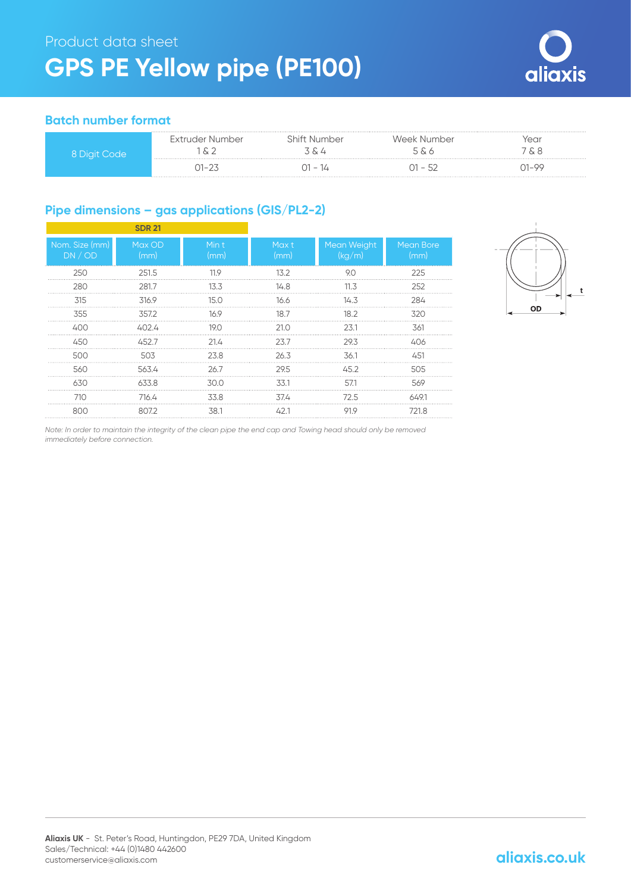Product data sheet

# GPS PE Yellow pipe (PE100)

## Batch number format

| | Extruder Number 1 & 2 | Shift Number 3 & 4 | Week Number 5 & 6 | Year 7 & 8 |
|---|---|---|---|---|
| 8 Digit Code | 01-23 | 01 - 14 | 01 - 52 | 01-99 |

## Pipe dimensions – gas applications (GIS/PL2-2)

| SDR 21 | | | | | |
|---|---|---|---|---|---|
| Nom. Size (mm) DN / OD | Max OD (mm) | Min t (mm) | Max t (mm) | Mean Weight (kg/m) | Mean Bore (mm) |
| 250 | 251.5 | 11.9 | 13.2 | 9.0 | 225 |
| 280 | 281.7 | 13.3 | 14.8 | 11.3 | 252 |
| 315 | 316.9 | 15.0 | 16.6 | 14.3 | 284 |
| 355 | 357.2 | 16.9 | 18.7 | 18.2 | 320 |
| 400 | 402.4 | 19.0 | 21.0 | 23.1 | 361 |
| 450 | 452.7 | 21.4 | 23.7 | 29.3 | 406 |
| 500 | 503 | 23.8 | 26.3 | 36.1 | 451 |
| 560 | 563.4 | 26.7 | 29.5 | 45.2 | 505 |
| 630 | 633.8 | 30.0 | 33.1 | 57.1 | 569 |
| 710 | 716.4 | 33.8 | 37.4 | 72.5 | 649.1 |
| 800 | 807.2 | 38.1 | 42.1 | 91.9 | 721.8 |

t

OD

*Note: In order to maintain the integrity of the clean pipe the end cap and Towing head should only be removed immediately before connection.*

**Aliaxis UK** - St. Peter's Road, Huntingdon, PE29 7DA, United Kingdom
Sales/Technical: +44 (0)1480 442600
customerservice@aliaxis.com

aliaxis.co.uk